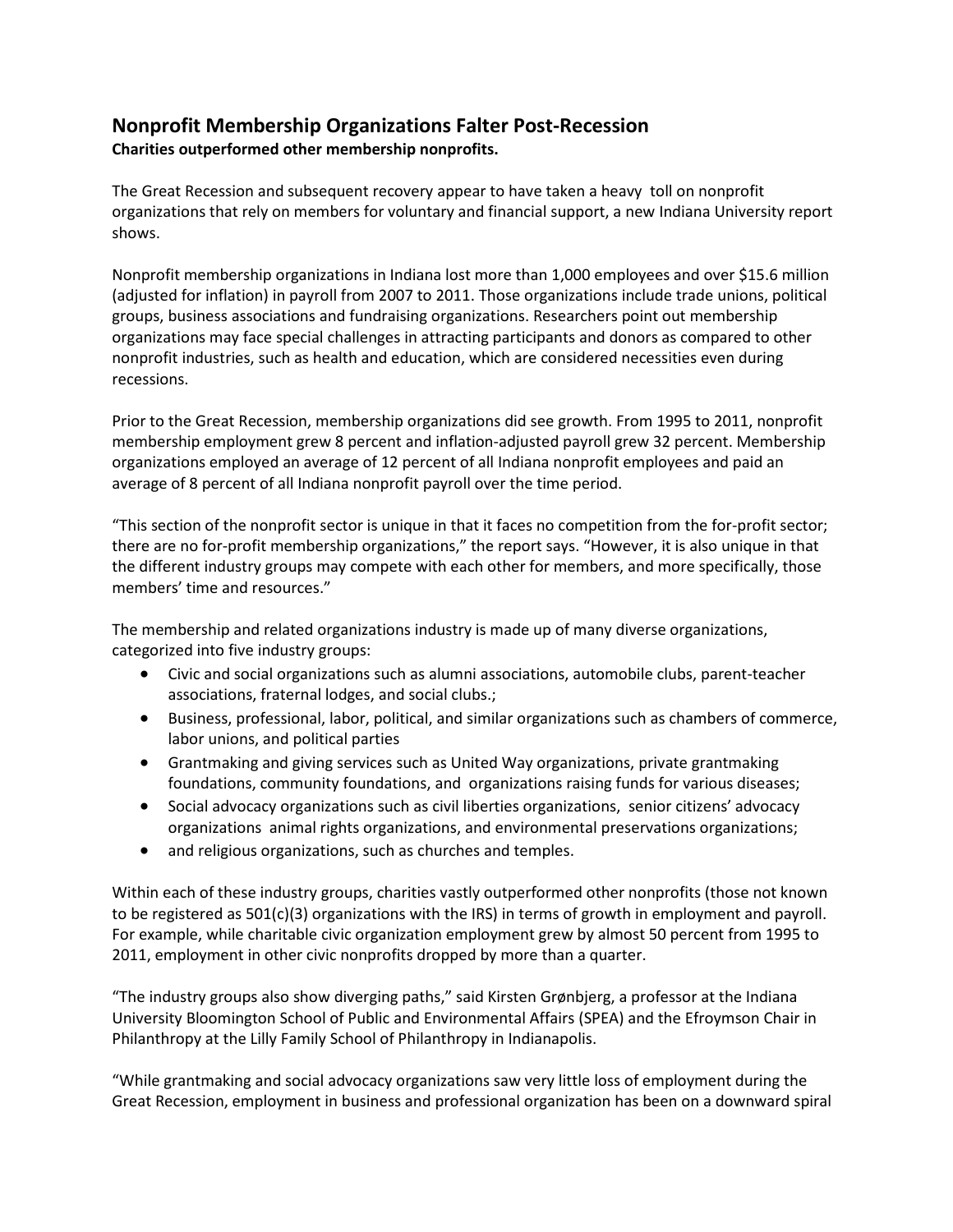## Nonprofit Membership Organizations Falter Post-Recession

**Charities outperformed other membership nonprofits.**

The Great Recession and subsequent recovery appear to have taken a heavy toll on nonprofit organizations that rely on members for voluntary and financial support, a new Indiana University report shows.

Nonprofit membership organizations in Indiana lost more than 1,000 employees and over $15.6 million (adjusted for inflation) in payroll from 2007 to 2011. Those organizations include trade unions, political groups, business associations and fundraising organizations. Researchers point out membership organizations may face special challenges in attracting participants and donors as compared to other nonprofit industries, such as health and education, which are considered necessities even during recessions.

Prior to the Great Recession, membership organizations did see growth. From 1995 to 2011, nonprofit membership employment grew 8 percent and inflation-adjusted payroll grew 32 percent. Membership organizations employed an average of 12 percent of all Indiana nonprofit employees and paid an average of 8 percent of all Indiana nonprofit payroll over the time period.

"This section of the nonprofit sector is unique in that it faces no competition from the for-profit sector; there are no for-profit membership organizations," the report says. "However, it is also unique in that the different industry groups may compete with each other for members, and more specifically, those members' time and resources."

The membership and related organizations industry is made up of many diverse organizations, categorized into five industry groups:

- Civic and social organizations such as alumni associations, automobile clubs, parent-teacher associations, fraternal lodges, and social clubs.;
- Business, professional, labor, political, and similar organizations such as chambers of commerce, labor unions, and political parties
- Grantmaking and giving services such as United Way organizations, private grantmaking foundations, community foundations, and organizations raising funds for various diseases;
- Social advocacy organizations such as civil liberties organizations, senior citizens' advocacy organizations animal rights organizations, and environmental preservations organizations;
- and religious organizations, such as churches and temples.

Within each of these industry groups, charities vastly outperformed other nonprofits (those not known to be registered as 501(c)(3) organizations with the IRS) in terms of growth in employment and payroll. For example, while charitable civic organization employment grew by almost 50 percent from 1995 to 2011, employment in other civic nonprofits dropped by more than a quarter.

"The industry groups also show diverging paths," said Kirsten Grønbjerg, a professor at the Indiana University Bloomington School of Public and Environmental Affairs (SPEA) and the Efroymson Chair in Philanthropy at the Lilly Family School of Philanthropy in Indianapolis.

"While grantmaking and social advocacy organizations saw very little loss of employment during the Great Recession, employment in business and professional organization has been on a downward spiral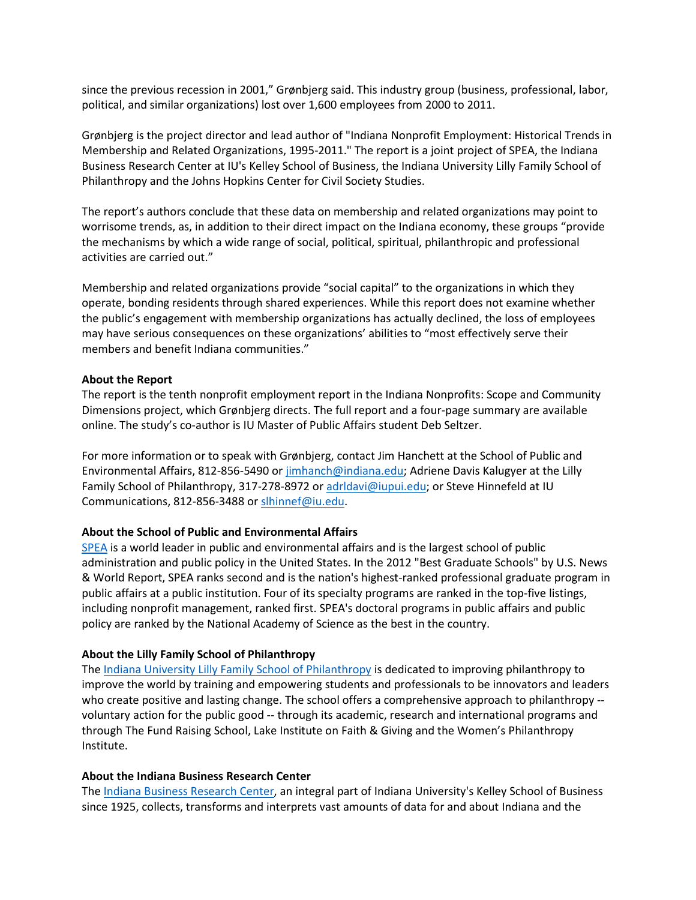since the previous recession in 2001," Grønbjerg said. This industry group (business, professional, labor, political, and similar organizations) lost over 1,600 employees from 2000 to 2011.

Grønbjerg is the project director and lead author of "Indiana Nonprofit Employment: Historical Trends in Membership and Related Organizations, 1995-2011." The report is a joint project of SPEA, the Indiana Business Research Center at IU's Kelley School of Business, the Indiana University Lilly Family School of Philanthropy and the Johns Hopkins Center for Civil Society Studies.

The report's authors conclude that these data on membership and related organizations may point to worrisome trends, as, in addition to their direct impact on the Indiana economy, these groups "provide the mechanisms by which a wide range of social, political, spiritual, philanthropic and professional activities are carried out."

Membership and related organizations provide "social capital" to the organizations in which they operate, bonding residents through shared experiences. While this report does not examine whether the public's engagement with membership organizations has actually declined, the loss of employees may have serious consequences on these organizations' abilities to "most effectively serve their members and benefit Indiana communities."

**About the Report**
The report is the tenth nonprofit employment report in the Indiana Nonprofits: Scope and Community Dimensions project, which Grønbjerg directs. The full report and a four-page summary are available online. The study's co-author is IU Master of Public Affairs student Deb Seltzer.

For more information or to speak with Grønbjerg, contact Jim Hanchett at the School of Public and Environmental Affairs, 812-856-5490 or jimhanch@indiana.edu; Adriene Davis Kalugyer at the Lilly Family School of Philanthropy, 317-278-8972 or adrldavi@iupui.edu; or Steve Hinnefeld at IU Communications, 812-856-3488 or slhinnef@iu.edu.

**About the School of Public and Environmental Affairs**
SPEA is a world leader in public and environmental affairs and is the largest school of public administration and public policy in the United States. In the 2012 "Best Graduate Schools" by U.S. News & World Report, SPEA ranks second and is the nation's highest-ranked professional graduate program in public affairs at a public institution. Four of its specialty programs are ranked in the top-five listings, including nonprofit management, ranked first. SPEA's doctoral programs in public affairs and public policy are ranked by the National Academy of Science as the best in the country.

**About the Lilly Family School of Philanthropy**
The Indiana University Lilly Family School of Philanthropy is dedicated to improving philanthropy to improve the world by training and empowering students and professionals to be innovators and leaders who create positive and lasting change. The school offers a comprehensive approach to philanthropy -- voluntary action for the public good -- through its academic, research and international programs and through The Fund Raising School, Lake Institute on Faith & Giving and the Women's Philanthropy Institute.

**About the Indiana Business Research Center**
The Indiana Business Research Center, an integral part of Indiana University's Kelley School of Business since 1925, collects, transforms and interprets vast amounts of data for and about Indiana and the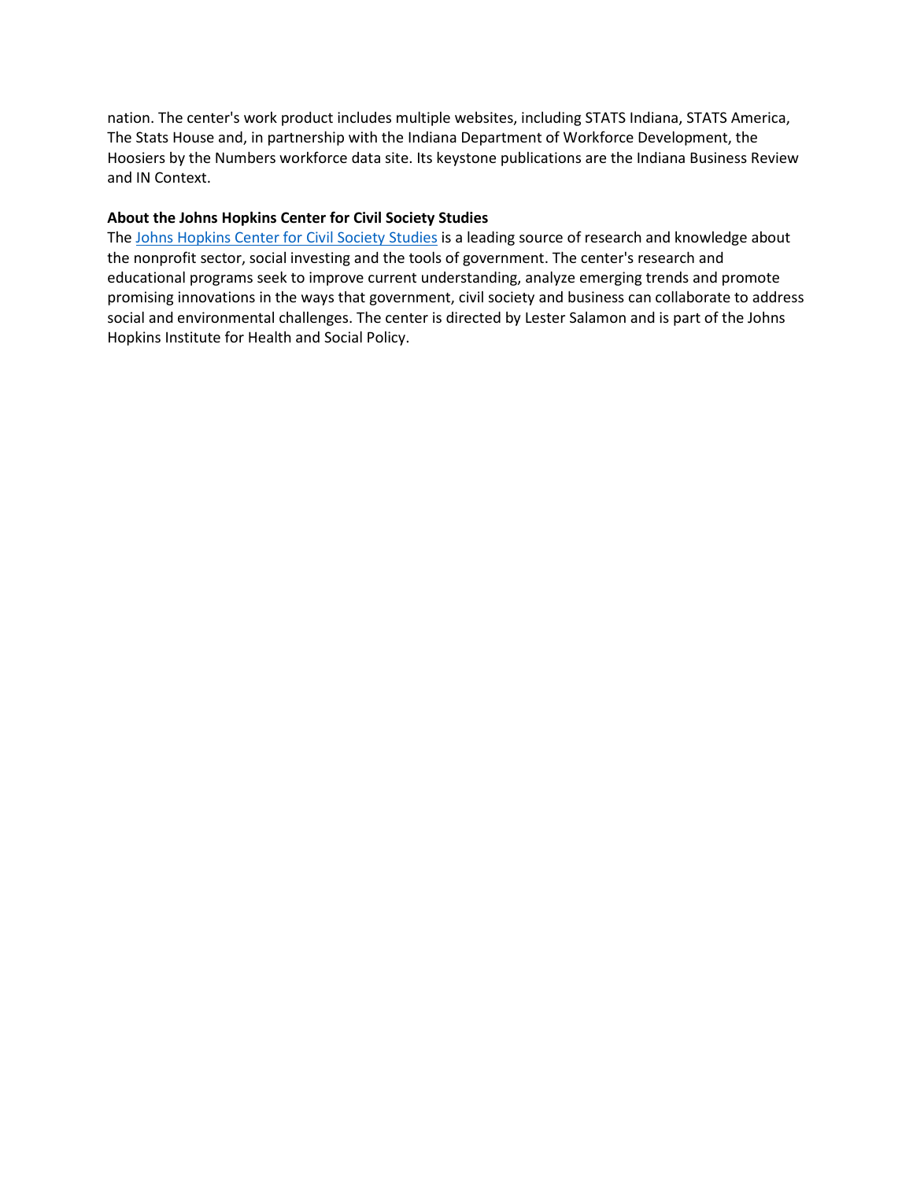nation. The center's work product includes multiple websites, including STATS Indiana, STATS America, The Stats House and, in partnership with the Indiana Department of Workforce Development, the Hoosiers by the Numbers workforce data site. Its keystone publications are the Indiana Business Review and IN Context.

**About the Johns Hopkins Center for Civil Society Studies**

The Johns Hopkins Center for Civil Society Studies is a leading source of research and knowledge about the nonprofit sector, social investing and the tools of government. The center's research and educational programs seek to improve current understanding, analyze emerging trends and promote promising innovations in the ways that government, civil society and business can collaborate to address social and environmental challenges. The center is directed by Lester Salamon and is part of the Johns Hopkins Institute for Health and Social Policy.